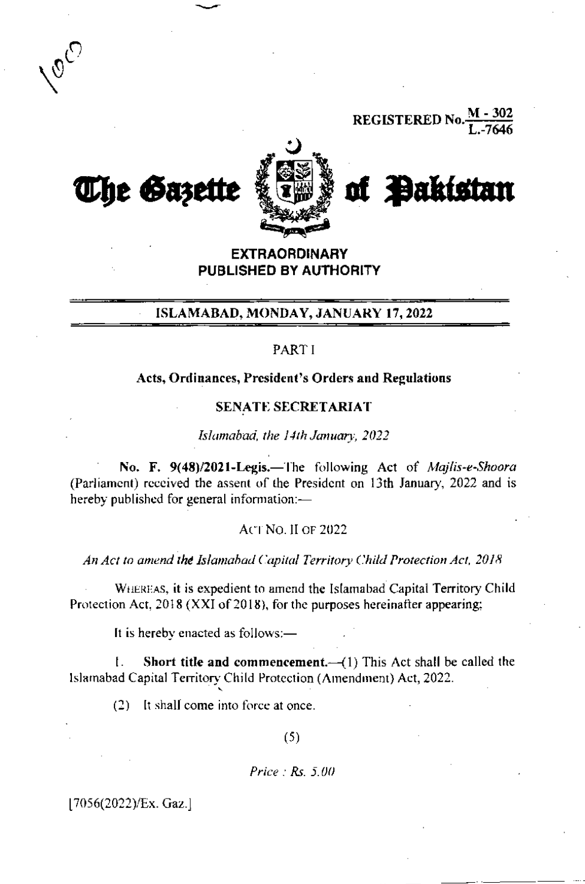REGISTERED No. M - 302 / L.-7646

# The Gazette of Pakistan

**EXTRAORDINARY**
**PUBLISHED BY AUTHORITY**

**ISLAMABAD, MONDAY, JANUARY 17, 2022**

PART I

**Acts, Ordinances, President's Orders and Regulations**

**SENATE SECRETARIAT**

*Islamabad, the 14th January, 2022*

**No. F. 9(48)/2021-Legis.**—The following Act of *Majlis-e-Shoora* (Parliament) received the assent of the President on 13th January, 2022 and is hereby published for general information:—

ACT NO. II OF 2022

*An Act to amend the Islamabad Capital Territory Child Protection Act, 2018*

WHEREAS, it is expedient to amend the Islamabad Capital Territory Child Protection Act, 2018 (XXI of 2018), for the purposes hereinafter appearing;

It is hereby enacted as follows:—

1. **Short title and commencement.**—(1) This Act shall be called the Islamabad Capital Territory Child Protection (Amendment) Act, 2022.

(2) It shall come into force at once.

(5)

*Price : Rs. 5.00*

[7056(2022)/Ex. Gaz.]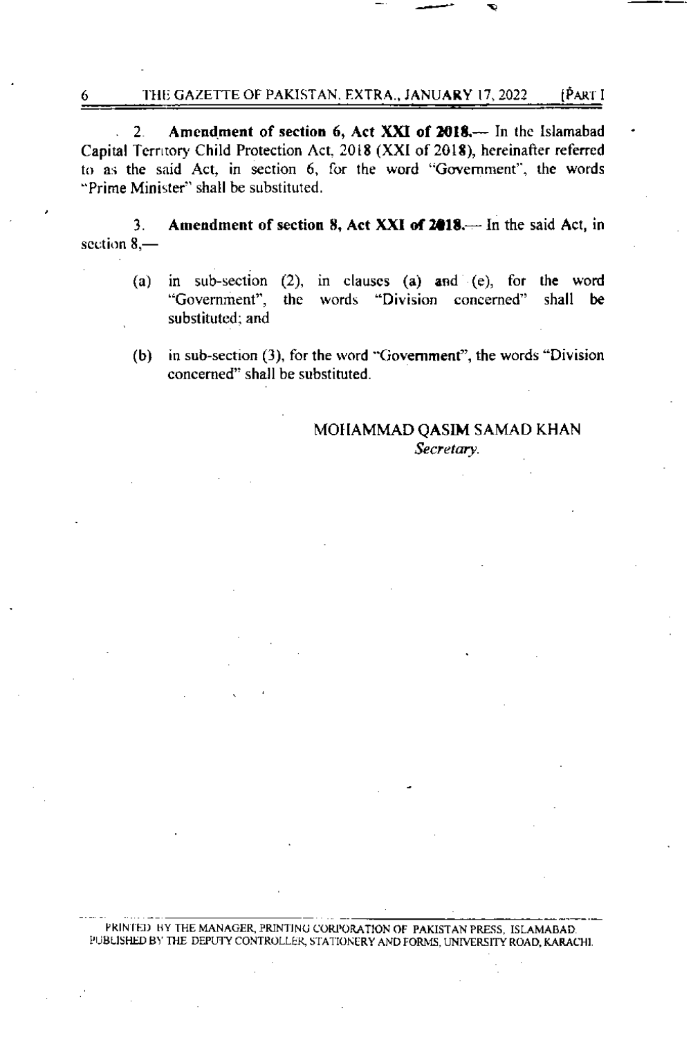2. **Amendment of section 6, Act XXI of 2018.**— In the Islamabad Capital Territory Child Protection Act, 2018 (XXI of 2018), hereinafter referred to as the said Act, in section 6, for the word "Government", the words "Prime Minister" shall be substituted.

3. **Amendment of section 8, Act XXI of 2018.**— In the said Act, in section 8,—

(a) in sub-section (2), in clauses (a) and (e), for the word "Government", the words "Division concerned" shall be substituted; and

(b) in sub-section (3), for the word "Government", the words "Division concerned" shall be substituted.

MOHAMMAD QASIM SAMAD KHAN
*Secretary.*

PRINTED BY THE MANAGER, PRINTING CORPORATION OF PAKISTAN PRESS, ISLAMABAD.
PUBLISHED BY THE DEPUTY CONTROLLER, STATIONERY AND FORMS, UNIVERSITY ROAD, KARACHI.